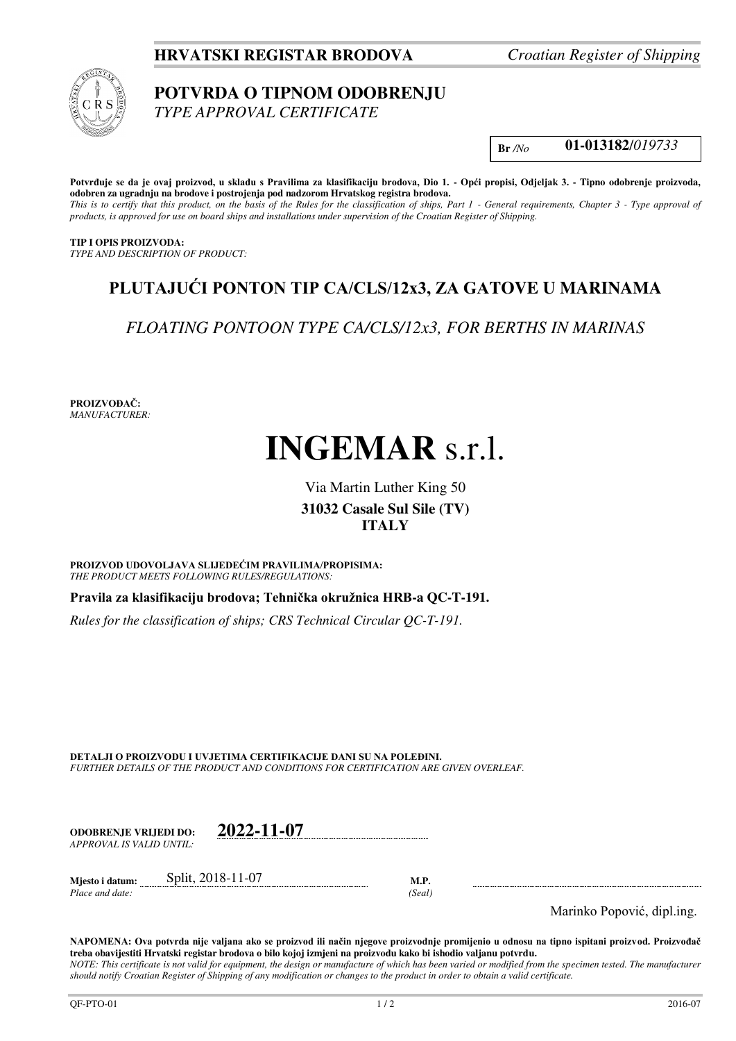**HRVATSKI REGISTAR BRODOVA** *Croatian Register of Shipping*

# POTVRDA O TIPNOM ODOBRENJU
*TYPE APPROVAL CERTIFICATE*

**Br** */No* **01-013182/***019733*

**Potvrđuje se da je ovaj proizvod, u skladu s Pravilima za klasifikaciju brodova, Dio 1. - Opći propisi, Odjeljak 3. - Tipno odobrenje proizvoda, odobren za ugradnju na brodove i postrojenja pod nadzorom Hrvatskog registra brodova.**
*This is to certify that this product, on the basis of the Rules for the classification of ships, Part 1 - General requirements, Chapter 3 - Type approval of products, is approved for use on board ships and installations under supervision of the Croatian Register of Shipping.*

**TIP I OPIS PROIZVODA:**
*TYPE AND DESCRIPTION OF PRODUCT:*

## PLUTAJUĆI PONTON TIP CA/CLS/12x3, ZA GATOVE U MARINAMA

*FLOATING PONTOON TYPE CA/CLS/12x3, FOR BERTHS IN MARINAS*

**PROIZVOĐAČ:**
*MANUFACTURER:*

# INGEMAR s.r.l.

Via Martin Luther King 50
**31032 Casale Sul Sile (TV)**
**ITALY**

**PROIZVOD UDOVOLJAVA SLIJEDEĆIM PRAVILIMA/PROPISIMA:**
*THE PRODUCT MEETS FOLLOWING RULES/REGULATIONS:*

**Pravila za klasifikaciju brodova; Tehnička okružnica HRB-a QC-T-191.**

*Rules for the classification of ships; CRS Technical Circular QC-T-191.*

**DETALJI O PROIZVODU I UVJETIMA CERTIFIKACIJE DANI SU NA POLEĐINI.**
*FURTHER DETAILS OF THE PRODUCT AND CONDITIONS FOR CERTIFICATION ARE GIVEN OVERLEAF.*

**ODOBRENJE VRIJEDI DO:** **2022-11-07**
*APPROVAL IS VALID UNTIL:*

**Mjesto i datum:** Split, 2018-11-07
*Place and date:*

**M.P.**
*(Seal)*

Marinko Popović, dipl.ing.

**NAPOMENA: Ova potvrda nije valjana ako se proizvod ili način njegove proizvodnje promijenio u odnosu na tipno ispitani proizvod. Proizvođač treba obavijestiti Hrvatski registar brodova o bilo kojoj izmjeni na proizvodu kako bi ishodio valjanu potvrdu.**
*NOTE: This certificate is not valid for equipment, the design or manufacture of which has been varied or modified from the specimen tested. The manufacturer should notify Croatian Register of Shipping of any modification or changes to the product in order to obtain a valid certificate.*

QF-PTO-01 2016-07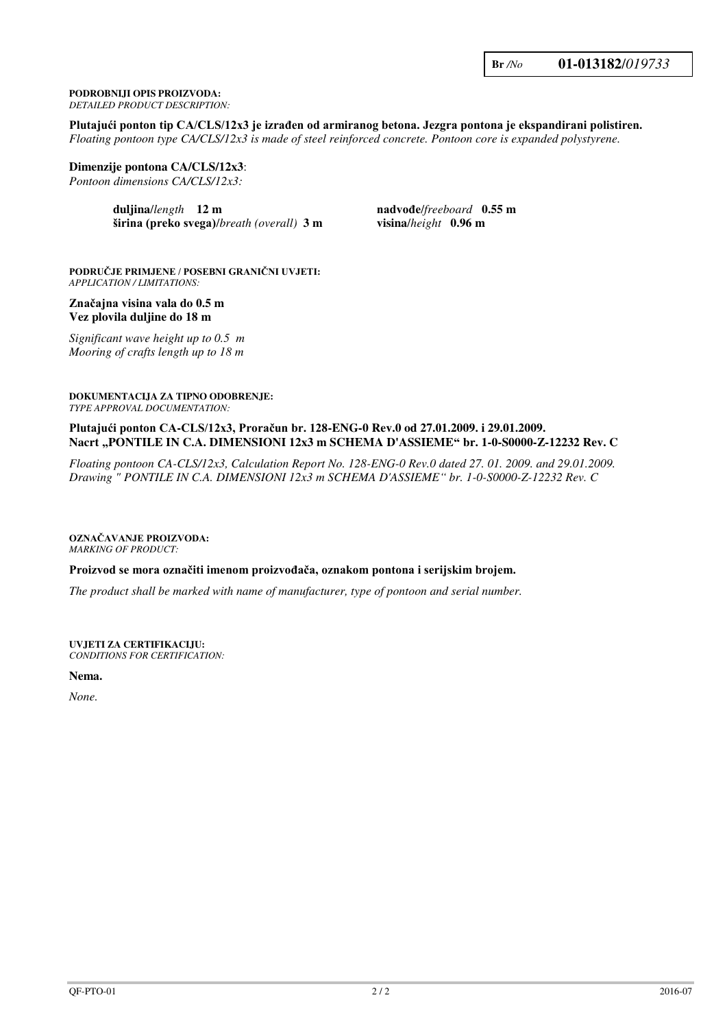**Br** */No* **01-013182/***019733*

**PODROBNIJI OPIS PROIZVODA:**
*DETAILED PRODUCT DESCRIPTION:*

**Plutajući ponton tip CA/CLS/12x3 je izrađen od armiranog betona. Jezgra pontona je ekspandirani polistiren.**
*Floating pontoon type CA/CLS/12x3 is made of steel reinforced concrete. Pontoon core is expanded polystyrene.*

**Dimenzije pontona CA/CLS/12x3**:
*Pontoon dimensions CA/CLS/12x3:*

| | |
|---|---|
| **duljina/***length* **12 m** | **nadvođe/***freeboard* **0.55 m** |
| **širina (preko svega)/***breath (overall)* **3 m** | **visina/***height* **0.96 m** |

**PODRUČJE PRIMJENE / POSEBNI GRANIČNI UVJETI:**
*APPLICATION / LIMITATIONS:*

**Značajna visina vala do 0.5 m**
**Vez plovila duljine do 18 m**

*Significant wave height up to 0.5 m*
*Mooring of crafts length up to 18 m*

**DOKUMENTACIJA ZA TIPNO ODOBRENJE:**
*TYPE APPROVAL DOCUMENTATION:*

**Plutajući ponton CA-CLS/12x3, Proračun br. 128-ENG-0 Rev.0 od 27.01.2009. i 29.01.2009.**
**Nacrt „PONTILE IN C.A. DIMENSIONI 12x3 m SCHEMA D'ASSIEME" br. 1-0-S0000-Z-12232 Rev. C**

*Floating pontoon CA-CLS/12x3, Calculation Report No. 128-ENG-0 Rev.0 dated 27. 01. 2009. and 29.01.2009.*
*Drawing " PONTILE IN C.A. DIMENSIONI 12x3 m SCHEMA D'ASSIEME" br. 1-0-S0000-Z-12232 Rev. C*

**OZNAČAVANJE PROIZVODA:**
*MARKING OF PRODUCT:*

**Proizvod se mora označiti imenom proizvođača, oznakom pontona i serijskim brojem.**

*The product shall be marked with name of manufacturer, type of pontoon and serial number.*

**UVJETI ZA CERTIFIKACIJU:**
*CONDITIONS FOR CERTIFICATION:*

**Nema.**

*None.*